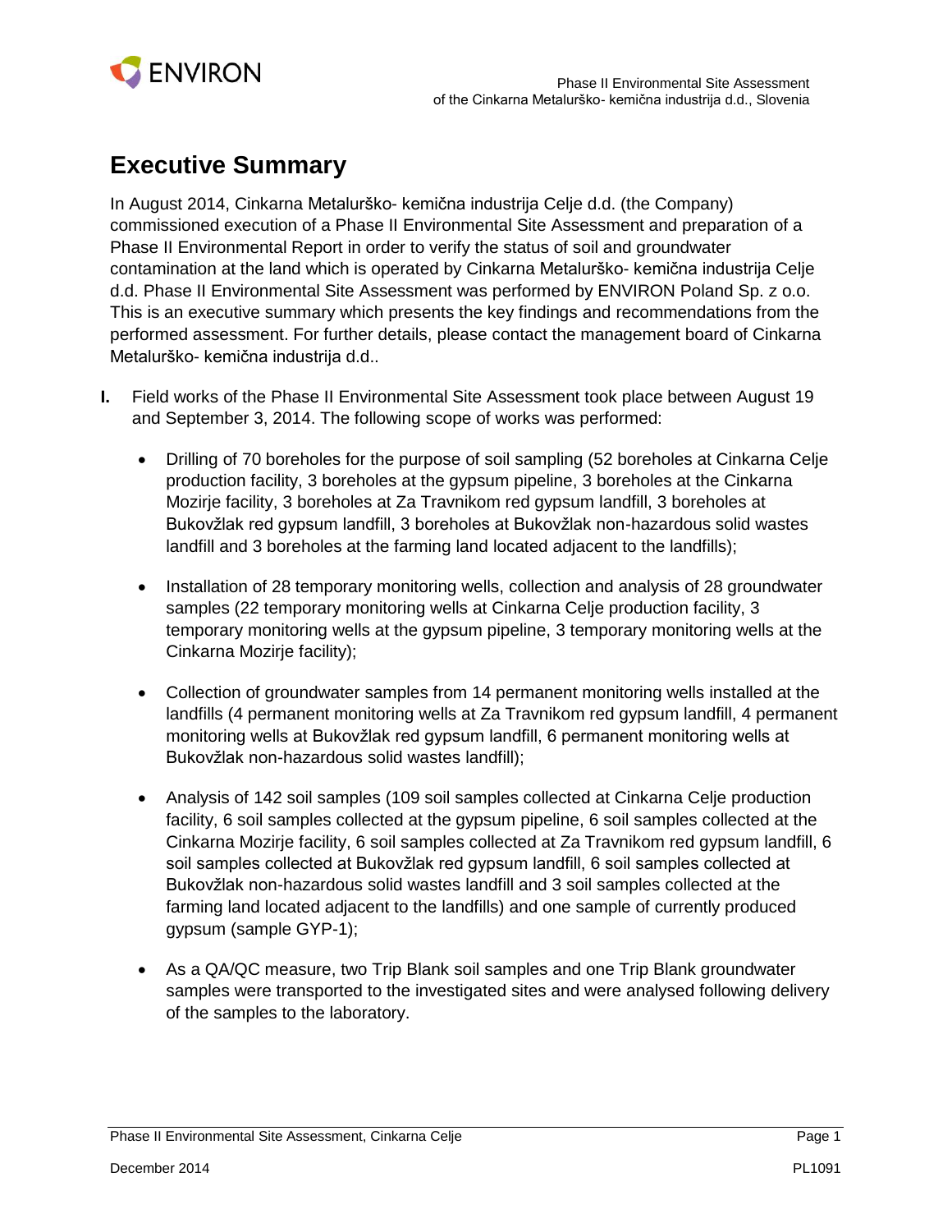# Executive Summary

In August 2014, Cinkarna Metalurško- kemična industrija Celje d.d. (the Company) commissioned execution of a Phase II Environmental Site Assessment and preparation of a Phase II Environmental Report in order to verify the status of soil and groundwater contamination at the land which is operated by Cinkarna Metalurško- kemična industrija Celje d.d. Phase II Environmental Site Assessment was performed by ENVIRON Poland Sp. z o.o. This is an executive summary which presents the key findings and recommendations from the performed assessment. For further details, please contact the management board of Cinkarna Metalurško- kemična industrija d.d..

**I.** Field works of the Phase II Environmental Site Assessment took place between August 19 and September 3, 2014. The following scope of works was performed:

- Drilling of 70 boreholes for the purpose of soil sampling (52 boreholes at Cinkarna Celje production facility, 3 boreholes at the gypsum pipeline, 3 boreholes at the Cinkarna Mozirje facility, 3 boreholes at Za Travnikom red gypsum landfill, 3 boreholes at Bukovžlak red gypsum landfill, 3 boreholes at Bukovžlak non-hazardous solid wastes landfill and 3 boreholes at the farming land located adjacent to the landfills);

- Installation of 28 temporary monitoring wells, collection and analysis of 28 groundwater samples (22 temporary monitoring wells at Cinkarna Celje production facility, 3 temporary monitoring wells at the gypsum pipeline, 3 temporary monitoring wells at the Cinkarna Mozirje facility);

- Collection of groundwater samples from 14 permanent monitoring wells installed at the landfills (4 permanent monitoring wells at Za Travnikom red gypsum landfill, 4 permanent monitoring wells at Bukovžlak red gypsum landfill, 6 permanent monitoring wells at Bukovžlak non-hazardous solid wastes landfill);

- Analysis of 142 soil samples (109 soil samples collected at Cinkarna Celje production facility, 6 soil samples collected at the gypsum pipeline, 6 soil samples collected at the Cinkarna Mozirje facility, 6 soil samples collected at Za Travnikom red gypsum landfill, 6 soil samples collected at Bukovžlak red gypsum landfill, 6 soil samples collected at Bukovžlak non-hazardous solid wastes landfill and 3 soil samples collected at the farming land located adjacent to the landfills) and one sample of currently produced gypsum (sample GYP-1);

- As a QA/QC measure, two Trip Blank soil samples and one Trip Blank groundwater samples were transported to the investigated sites and were analysed following delivery of the samples to the laboratory.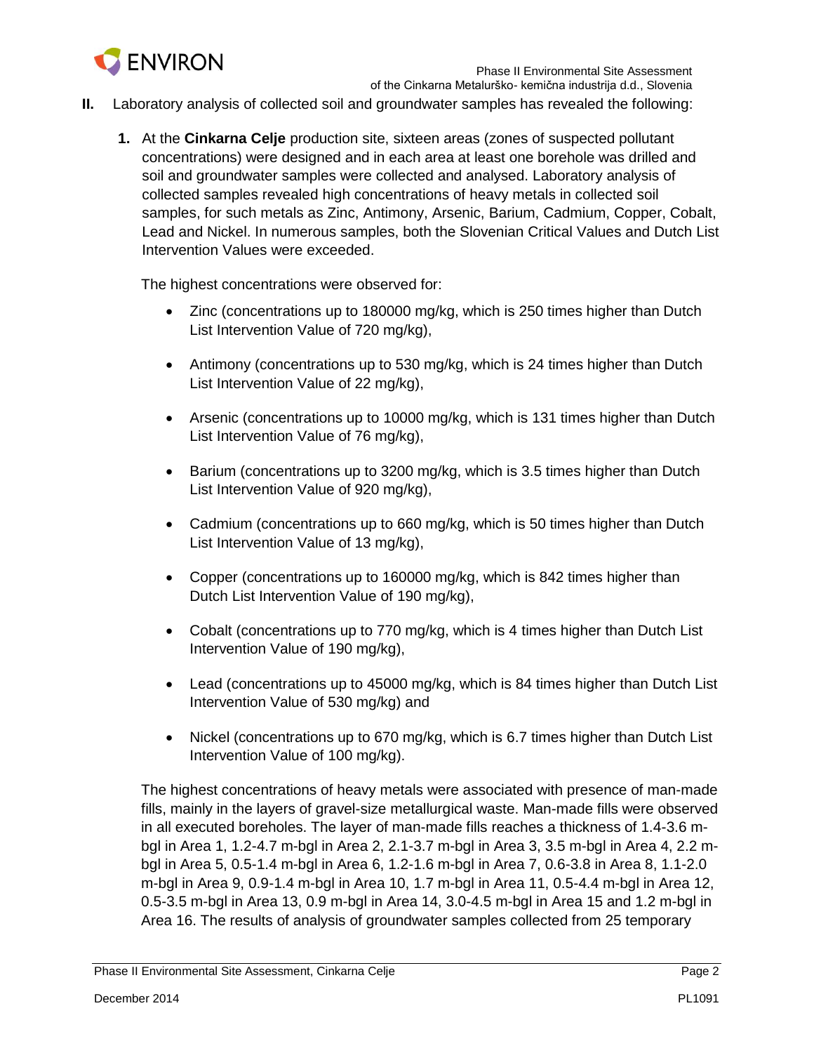**II.** Laboratory analysis of collected soil and groundwater samples has revealed the following:

1. At the **Cinkarna Celje** production site, sixteen areas (zones of suspected pollutant concentrations) were designed and in each area at least one borehole was drilled and soil and groundwater samples were collected and analysed. Laboratory analysis of collected samples revealed high concentrations of heavy metals in collected soil samples, for such metals as Zinc, Antimony, Arsenic, Barium, Cadmium, Copper, Cobalt, Lead and Nickel. In numerous samples, both the Slovenian Critical Values and Dutch List Intervention Values were exceeded.

   The highest concentrations were observed for:

   - Zinc (concentrations up to 180000 mg/kg, which is 250 times higher than Dutch List Intervention Value of 720 mg/kg),
   - Antimony (concentrations up to 530 mg/kg, which is 24 times higher than Dutch List Intervention Value of 22 mg/kg),
   - Arsenic (concentrations up to 10000 mg/kg, which is 131 times higher than Dutch List Intervention Value of 76 mg/kg),
   - Barium (concentrations up to 3200 mg/kg, which is 3.5 times higher than Dutch List Intervention Value of 920 mg/kg),
   - Cadmium (concentrations up to 660 mg/kg, which is 50 times higher than Dutch List Intervention Value of 13 mg/kg),
   - Copper (concentrations up to 160000 mg/kg, which is 842 times higher than Dutch List Intervention Value of 190 mg/kg),
   - Cobalt (concentrations up to 770 mg/kg, which is 4 times higher than Dutch List Intervention Value of 190 mg/kg),
   - Lead (concentrations up to 45000 mg/kg, which is 84 times higher than Dutch List Intervention Value of 530 mg/kg) and
   - Nickel (concentrations up to 670 mg/kg, which is 6.7 times higher than Dutch List Intervention Value of 100 mg/kg).

   The highest concentrations of heavy metals were associated with presence of man-made fills, mainly in the layers of gravel-size metallurgical waste. Man-made fills were observed in all executed boreholes. The layer of man-made fills reaches a thickness of 1.4-3.6 m-bgl in Area 1, 1.2-4.7 m-bgl in Area 2, 2.1-3.7 m-bgl in Area 3, 3.5 m-bgl in Area 4, 2.2 m-bgl in Area 5, 0.5-1.4 m-bgl in Area 6, 1.2-1.6 m-bgl in Area 7, 0.6-3.8 in Area 8, 1.1-2.0 m-bgl in Area 9, 0.9-1.4 m-bgl in Area 10, 1.7 m-bgl in Area 11, 0.5-4.4 m-bgl in Area 12, 0.5-3.5 m-bgl in Area 13, 0.9 m-bgl in Area 14, 3.0-4.5 m-bgl in Area 15 and 1.2 m-bgl in Area 16. The results of analysis of groundwater samples collected from 25 temporary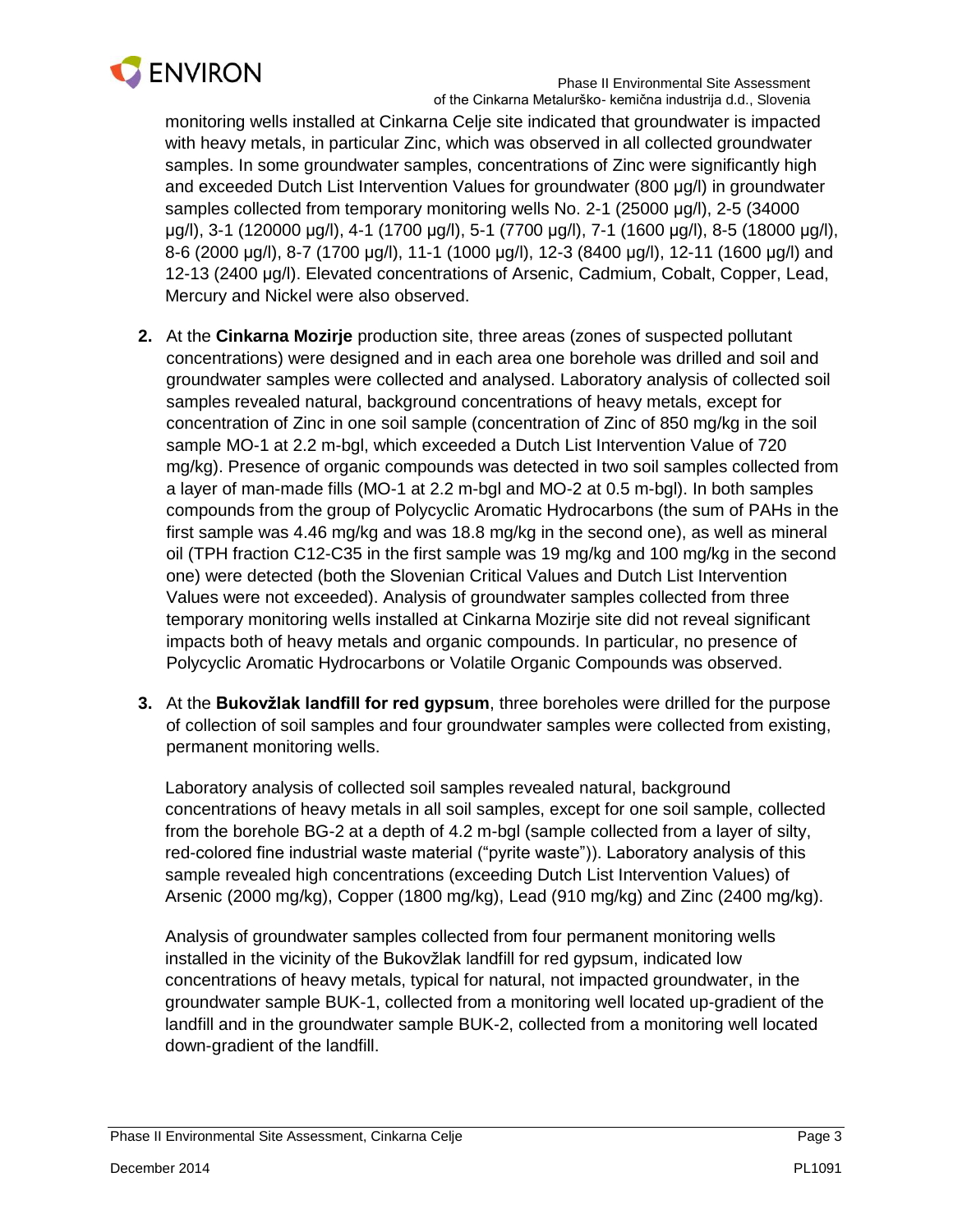monitoring wells installed at Cinkarna Celje site indicated that groundwater is impacted with heavy metals, in particular Zinc, which was observed in all collected groundwater samples. In some groundwater samples, concentrations of Zinc were significantly high and exceeded Dutch List Intervention Values for groundwater (800 µg/l) in groundwater samples collected from temporary monitoring wells No. 2-1 (25000 µg/l), 2-5 (34000 µg/l), 3-1 (120000 µg/l), 4-1 (1700 µg/l), 5-1 (7700 µg/l), 7-1 (1600 µg/l), 8-5 (18000 µg/l), 8-6 (2000 µg/l), 8-7 (1700 µg/l), 11-1 (1000 µg/l), 12-3 (8400 µg/l), 12-11 (1600 µg/l) and 12-13 (2400 µg/l). Elevated concentrations of Arsenic, Cadmium, Cobalt, Copper, Lead, Mercury and Nickel were also observed.

2. At the **Cinkarna Mozirje** production site, three areas (zones of suspected pollutant concentrations) were designed and in each area one borehole was drilled and soil and groundwater samples were collected and analysed. Laboratory analysis of collected soil samples revealed natural, background concentrations of heavy metals, except for concentration of Zinc in one soil sample (concentration of Zinc of 850 mg/kg in the soil sample MO-1 at 2.2 m-bgl, which exceeded a Dutch List Intervention Value of 720 mg/kg). Presence of organic compounds was detected in two soil samples collected from a layer of man-made fills (MO-1 at 2.2 m-bgl and MO-2 at 0.5 m-bgl). In both samples compounds from the group of Polycyclic Aromatic Hydrocarbons (the sum of PAHs in the first sample was 4.46 mg/kg and was 18.8 mg/kg in the second one), as well as mineral oil (TPH fraction C12-C35 in the first sample was 19 mg/kg and 100 mg/kg in the second one) were detected (both the Slovenian Critical Values and Dutch List Intervention Values were not exceeded). Analysis of groundwater samples collected from three temporary monitoring wells installed at Cinkarna Mozirje site did not reveal significant impacts both of heavy metals and organic compounds. In particular, no presence of Polycyclic Aromatic Hydrocarbons or Volatile Organic Compounds was observed.

3. At the **Bukovžlak landfill for red gypsum**, three boreholes were drilled for the purpose of collection of soil samples and four groundwater samples were collected from existing, permanent monitoring wells.

   Laboratory analysis of collected soil samples revealed natural, background concentrations of heavy metals in all soil samples, except for one soil sample, collected from the borehole BG-2 at a depth of 4.2 m-bgl (sample collected from a layer of silty, red-colored fine industrial waste material ("pyrite waste")). Laboratory analysis of this sample revealed high concentrations (exceeding Dutch List Intervention Values) of Arsenic (2000 mg/kg), Copper (1800 mg/kg), Lead (910 mg/kg) and Zinc (2400 mg/kg).

   Analysis of groundwater samples collected from four permanent monitoring wells installed in the vicinity of the Bukovžlak landfill for red gypsum, indicated low concentrations of heavy metals, typical for natural, not impacted groundwater, in the groundwater sample BUK-1, collected from a monitoring well located up-gradient of the landfill and in the groundwater sample BUK-2, collected from a monitoring well located down-gradient of the landfill.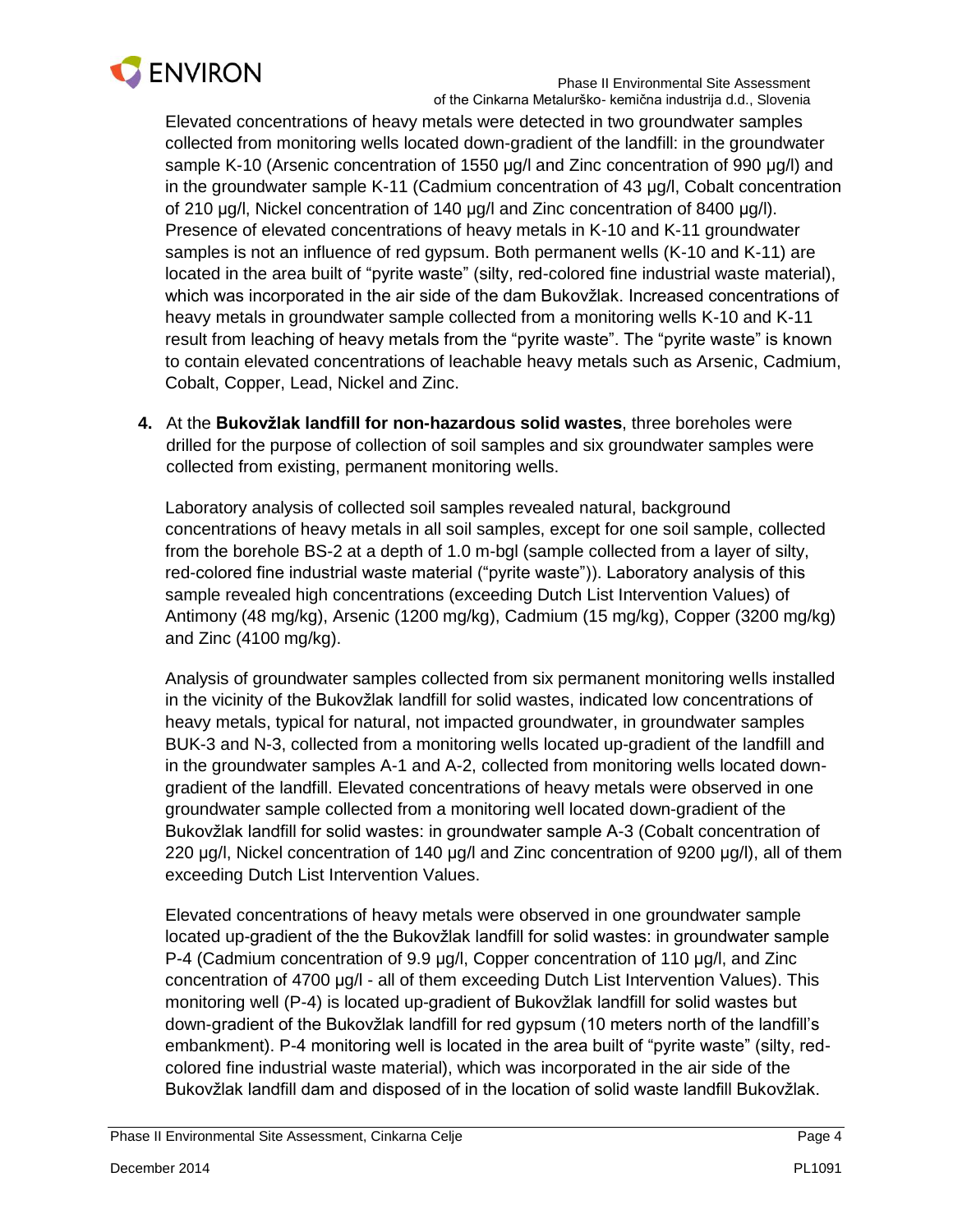Elevated concentrations of heavy metals were detected in two groundwater samples collected from monitoring wells located down-gradient of the landfill: in the groundwater sample K-10 (Arsenic concentration of 1550 µg/l and Zinc concentration of 990 µg/l) and in the groundwater sample K-11 (Cadmium concentration of 43 µg/l, Cobalt concentration of 210 µg/l, Nickel concentration of 140 µg/l and Zinc concentration of 8400 µg/l). Presence of elevated concentrations of heavy metals in K-10 and K-11 groundwater samples is not an influence of red gypsum. Both permanent wells (K-10 and K-11) are located in the area built of "pyrite waste" (silty, red-colored fine industrial waste material), which was incorporated in the air side of the dam Bukovžlak. Increased concentrations of heavy metals in groundwater sample collected from a monitoring wells K-10 and K-11 result from leaching of heavy metals from the "pyrite waste". The "pyrite waste" is known to contain elevated concentrations of leachable heavy metals such as Arsenic, Cadmium, Cobalt, Copper, Lead, Nickel and Zinc.

4. At the **Bukovžlak landfill for non-hazardous solid wastes**, three boreholes were drilled for the purpose of collection of soil samples and six groundwater samples were collected from existing, permanent monitoring wells.

   Laboratory analysis of collected soil samples revealed natural, background concentrations of heavy metals in all soil samples, except for one soil sample, collected from the borehole BS-2 at a depth of 1.0 m-bgl (sample collected from a layer of silty, red-colored fine industrial waste material ("pyrite waste")). Laboratory analysis of this sample revealed high concentrations (exceeding Dutch List Intervention Values) of Antimony (48 mg/kg), Arsenic (1200 mg/kg), Cadmium (15 mg/kg), Copper (3200 mg/kg) and Zinc (4100 mg/kg).

   Analysis of groundwater samples collected from six permanent monitoring wells installed in the vicinity of the Bukovžlak landfill for solid wastes, indicated low concentrations of heavy metals, typical for natural, not impacted groundwater, in groundwater samples BUK-3 and N-3, collected from a monitoring wells located up-gradient of the landfill and in the groundwater samples A-1 and A-2, collected from monitoring wells located down-gradient of the landfill. Elevated concentrations of heavy metals were observed in one groundwater sample collected from a monitoring well located down-gradient of the Bukovžlak landfill for solid wastes: in groundwater sample A-3 (Cobalt concentration of 220 µg/l, Nickel concentration of 140 µg/l and Zinc concentration of 9200 µg/l), all of them exceeding Dutch List Intervention Values.

   Elevated concentrations of heavy metals were observed in one groundwater sample located up-gradient of the the Bukovžlak landfill for solid wastes: in groundwater sample P-4 (Cadmium concentration of 9.9 µg/l, Copper concentration of 110 µg/l, and Zinc concentration of 4700 µg/l - all of them exceeding Dutch List Intervention Values). This monitoring well (P-4) is located up-gradient of Bukovžlak landfill for solid wastes but down-gradient of the Bukovžlak landfill for red gypsum (10 meters north of the landfill's embankment). P-4 monitoring well is located in the area built of "pyrite waste" (silty, red-colored fine industrial waste material), which was incorporated in the air side of the Bukovžlak landfill dam and disposed of in the location of solid waste landfill Bukovžlak.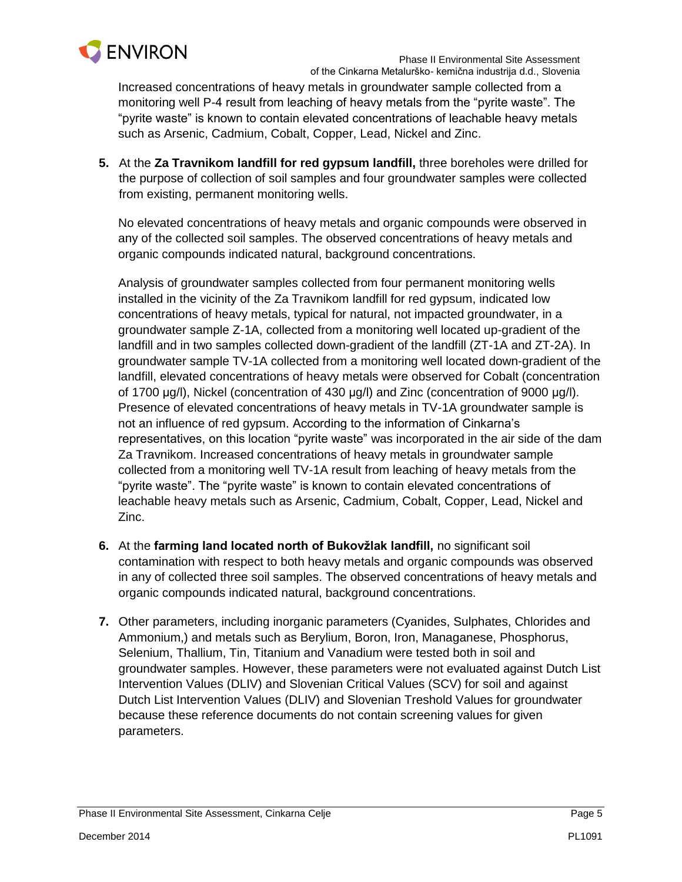Increased concentrations of heavy metals in groundwater sample collected from a monitoring well P-4 result from leaching of heavy metals from the “pyrite waste”. The “pyrite waste” is known to contain elevated concentrations of leachable heavy metals such as Arsenic, Cadmium, Cobalt, Copper, Lead, Nickel and Zinc.

5. At the **Za Travnikom landfill for red gypsum landfill,** three boreholes were drilled for the purpose of collection of soil samples and four groundwater samples were collected from existing, permanent monitoring wells.

   No elevated concentrations of heavy metals and organic compounds were observed in any of the collected soil samples. The observed concentrations of heavy metals and organic compounds indicated natural, background concentrations.

   Analysis of groundwater samples collected from four permanent monitoring wells installed in the vicinity of the Za Travnikom landfill for red gypsum, indicated low concentrations of heavy metals, typical for natural, not impacted groundwater, in a groundwater sample Z-1A, collected from a monitoring well located up-gradient of the landfill and in two samples collected down-gradient of the landfill (ZT-1A and ZT-2A). In groundwater sample TV-1A collected from a monitoring well located down-gradient of the landfill, elevated concentrations of heavy metals were observed for Cobalt (concentration of 1700 µg/l), Nickel (concentration of 430 µg/l) and Zinc (concentration of 9000 µg/l). Presence of elevated concentrations of heavy metals in TV-1A groundwater sample is not an influence of red gypsum. According to the information of Cinkarna’s representatives, on this location “pyrite waste” was incorporated in the air side of the dam Za Travnikom. Increased concentrations of heavy metals in groundwater sample collected from a monitoring well TV-1A result from leaching of heavy metals from the “pyrite waste”. The “pyrite waste” is known to contain elevated concentrations of leachable heavy metals such as Arsenic, Cadmium, Cobalt, Copper, Lead, Nickel and Zinc.

6. At the **farming land located north of Bukovžlak landfill,** no significant soil contamination with respect to both heavy metals and organic compounds was observed in any of collected three soil samples. The observed concentrations of heavy metals and organic compounds indicated natural, background concentrations.

7. Other parameters, including inorganic parameters (Cyanides, Sulphates, Chlorides and Ammonium,) and metals such as Berylium, Boron, Iron, Managanese, Phosphorus, Selenium, Thallium, Tin, Titanium and Vanadium were tested both in soil and groundwater samples. However, these parameters were not evaluated against Dutch List Intervention Values (DLIV) and Slovenian Critical Values (SCV) for soil and against Dutch List Intervention Values (DLIV) and Slovenian Treshold Values for groundwater because these reference documents do not contain screening values for given parameters.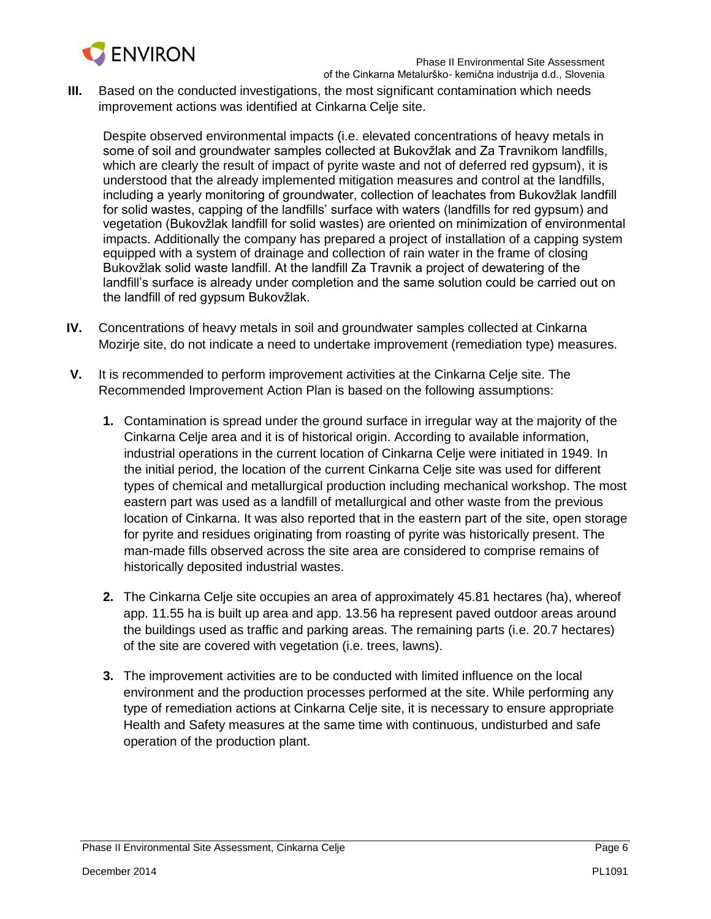**III.** Based on the conducted investigations, the most significant contamination which needs improvement actions was identified at Cinkarna Celje site.

Despite observed environmental impacts (i.e. elevated concentrations of heavy metals in some of soil and groundwater samples collected at Bukovžlak and Za Travnikom landfills, which are clearly the result of impact of pyrite waste and not of deferred red gypsum), it is understood that the already implemented mitigation measures and control at the landfills, including a yearly monitoring of groundwater, collection of leachates from Bukovžlak landfill for solid wastes, capping of the landfills' surface with waters (landfills for red gypsum) and vegetation (Bukovžlak landfill for solid wastes) are oriented on minimization of environmental impacts. Additionally the company has prepared a project of installation of a capping system equipped with a system of drainage and collection of rain water in the frame of closing Bukovžlak solid waste landfill. At the landfill Za Travnik a project of dewatering of the landfill's surface is already under completion and the same solution could be carried out on the landfill of red gypsum Bukovžlak.

**IV.** Concentrations of heavy metals in soil and groundwater samples collected at Cinkarna Mozirje site, do not indicate a need to undertake improvement (remediation type) measures.

**V.** It is recommended to perform improvement activities at the Cinkarna Celje site. The Recommended Improvement Action Plan is based on the following assumptions:

1. Contamination is spread under the ground surface in irregular way at the majority of the Cinkarna Celje area and it is of historical origin. According to available information, industrial operations in the current location of Cinkarna Celje were initiated in 1949. In the initial period, the location of the current Cinkarna Celje site was used for different types of chemical and metallurgical production including mechanical workshop. The most eastern part was used as a landfill of metallurgical and other waste from the previous location of Cinkarna. It was also reported that in the eastern part of the site, open storage for pyrite and residues originating from roasting of pyrite was historically present. The man-made fills observed across the site area are considered to comprise remains of historically deposited industrial wastes.

2. The Cinkarna Celje site occupies an area of approximately 45.81 hectares (ha), whereof app. 11.55 ha is built up area and app. 13.56 ha represent paved outdoor areas around the buildings used as traffic and parking areas. The remaining parts (i.e. 20.7 hectares) of the site are covered with vegetation (i.e. trees, lawns).

3. The improvement activities are to be conducted with limited influence on the local environment and the production processes performed at the site. While performing any type of remediation actions at Cinkarna Celje site, it is necessary to ensure appropriate Health and Safety measures at the same time with continuous, undisturbed and safe operation of the production plant.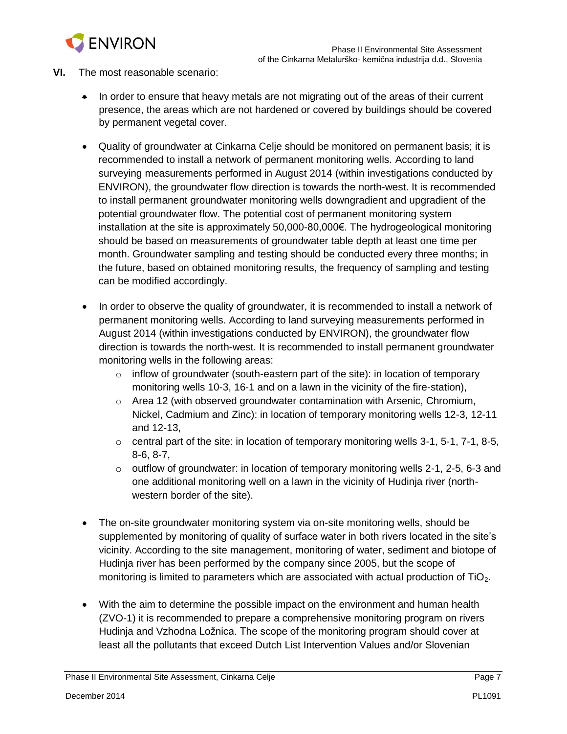**VI.** The most reasonable scenario:

- In order to ensure that heavy metals are not migrating out of the areas of their current presence, the areas which are not hardened or covered by buildings should be covered by permanent vegetal cover.

- Quality of groundwater at Cinkarna Celje should be monitored on permanent basis; it is recommended to install a network of permanent monitoring wells. According to land surveying measurements performed in August 2014 (within investigations conducted by ENVIRON), the groundwater flow direction is towards the north-west. It is recommended to install permanent groundwater monitoring wells downgradient and upgradient of the potential groundwater flow. The potential cost of permanent monitoring system installation at the site is approximately 50,000-80,000€. The hydrogeological monitoring should be based on measurements of groundwater table depth at least one time per month. Groundwater sampling and testing should be conducted every three months; in the future, based on obtained monitoring results, the frequency of sampling and testing can be modified accordingly.

- In order to observe the quality of groundwater, it is recommended to install a network of permanent monitoring wells. According to land surveying measurements performed in August 2014 (within investigations conducted by ENVIRON), the groundwater flow direction is towards the north-west. It is recommended to install permanent groundwater monitoring wells in the following areas:
  - inflow of groundwater (south-eastern part of the site): in location of temporary monitoring wells 10-3, 16-1 and on a lawn in the vicinity of the fire-station),
  - Area 12 (with observed groundwater contamination with Arsenic, Chromium, Nickel, Cadmium and Zinc): in location of temporary monitoring wells 12-3, 12-11 and 12-13,
  - central part of the site: in location of temporary monitoring wells 3-1, 5-1, 7-1, 8-5, 8-6, 8-7,
  - outflow of groundwater: in location of temporary monitoring wells 2-1, 2-5, 6-3 and one additional monitoring well on a lawn in the vicinity of Hudinja river (north-western border of the site).

- The on-site groundwater monitoring system via on-site monitoring wells, should be supplemented by monitoring of quality of surface water in both rivers located in the site's vicinity. According to the site management, monitoring of water, sediment and biotope of Hudinja river has been performed by the company since 2005, but the scope of monitoring is limited to parameters which are associated with actual production of $TiO_2$.

- With the aim to determine the possible impact on the environment and human health (ZVO-1) it is recommended to prepare a comprehensive monitoring program on rivers Hudinja and Vzhodna Ložnica. The scope of the monitoring program should cover at least all the pollutants that exceed Dutch List Intervention Values and/or Slovenian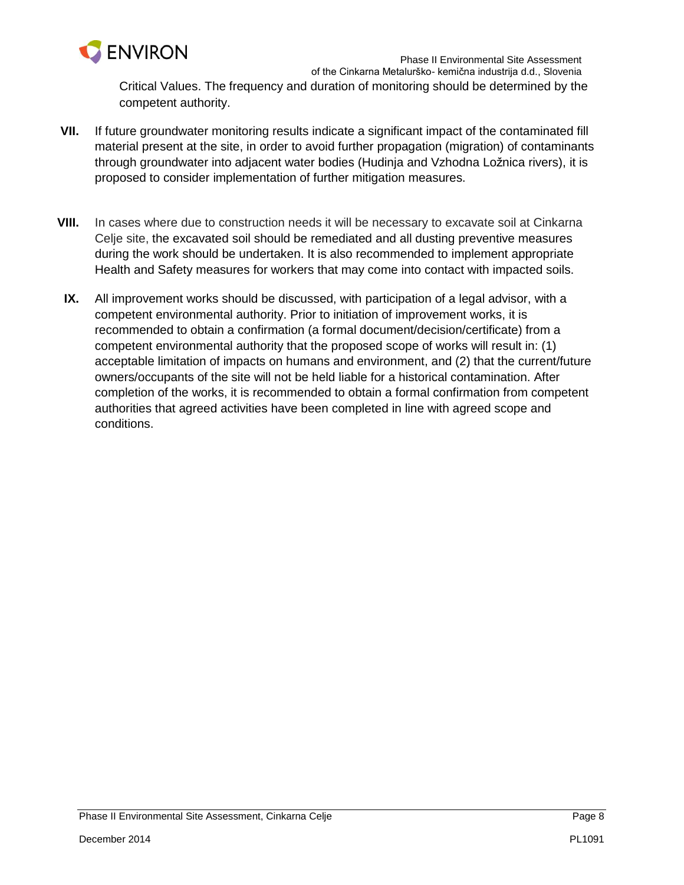Critical Values. The frequency and duration of monitoring should be determined by the competent authority.

**VII.** If future groundwater monitoring results indicate a significant impact of the contaminated fill material present at the site, in order to avoid further propagation (migration) of contaminants through groundwater into adjacent water bodies (Hudinja and Vzhodna Ložnica rivers), it is proposed to consider implementation of further mitigation measures.

**VIII.** In cases where due to construction needs it will be necessary to excavate soil at Cinkarna Celje site, the excavated soil should be remediated and all dusting preventive measures during the work should be undertaken. It is also recommended to implement appropriate Health and Safety measures for workers that may come into contact with impacted soils.

**IX.** All improvement works should be discussed, with participation of a legal advisor, with a competent environmental authority. Prior to initiation of improvement works, it is recommended to obtain a confirmation (a formal document/decision/certificate) from a competent environmental authority that the proposed scope of works will result in: (1) acceptable limitation of impacts on humans and environment, and (2) that the current/future owners/occupants of the site will not be held liable for a historical contamination. After completion of the works, it is recommended to obtain a formal confirmation from competent authorities that agreed activities have been completed in line with agreed scope and conditions.